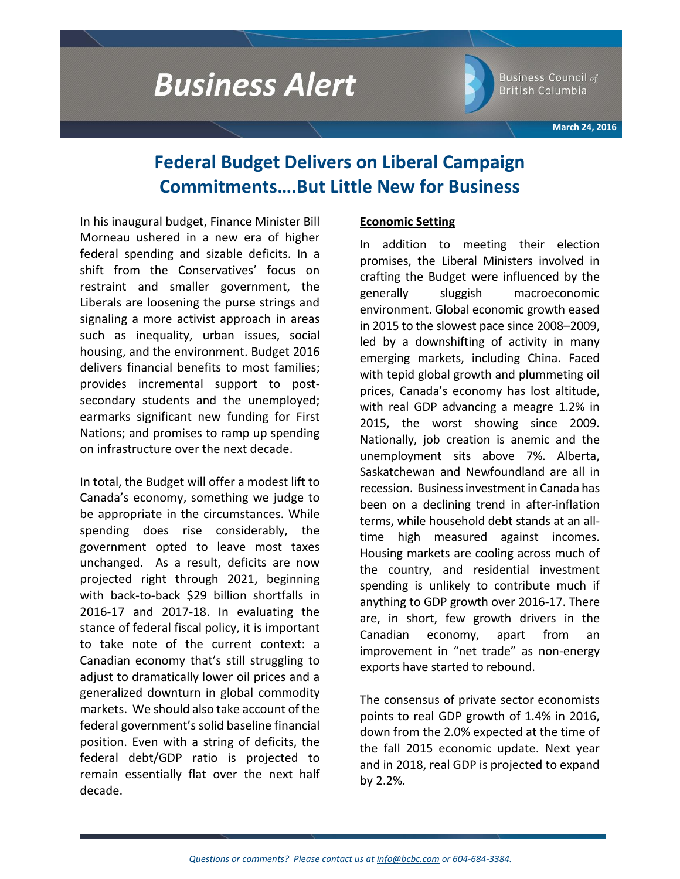# Business Alert

Business Council of British Columbia

March 24, 2016

## Federal Budget Delivers on Liberal Campaign Commitments….But Little New for Business

In his inaugural budget, Finance Minister Bill Morneau ushered in a new era of higher federal spending and sizable deficits. In a shift from the Conservatives' focus on restraint and smaller government, the Liberals are loosening the purse strings and signaling a more activist approach in areas such as inequality, urban issues, social housing, and the environment. Budget 2016 delivers financial benefits to most families; provides incremental support to post-secondary students and the unemployed; earmarks significant new funding for First Nations; and promises to ramp up spending on infrastructure over the next decade.

In total, the Budget will offer a modest lift to Canada's economy, something we judge to be appropriate in the circumstances. While spending does rise considerably, the government opted to leave most taxes unchanged. As a result, deficits are now projected right through 2021, beginning with back-to-back $29 billion shortfalls in 2016-17 and 2017-18. In evaluating the stance of federal fiscal policy, it is important to take note of the current context: a Canadian economy that's still struggling to adjust to dramatically lower oil prices and a generalized downturn in global commodity markets. We should also take account of the federal government's solid baseline financial position. Even with a string of deficits, the federal debt/GDP ratio is projected to remain essentially flat over the next half decade.

### Economic Setting

In addition to meeting their election promises, the Liberal Ministers involved in crafting the Budget were influenced by the generally sluggish macroeconomic environment. Global economic growth eased in 2015 to the slowest pace since 2008–2009, led by a downshifting of activity in many emerging markets, including China. Faced with tepid global growth and plummeting oil prices, Canada's economy has lost altitude, with real GDP advancing a meagre 1.2% in 2015, the worst showing since 2009. Nationally, job creation is anemic and the unemployment sits above 7%. Alberta, Saskatchewan and Newfoundland are all in recession. Business investment in Canada has been on a declining trend in after-inflation terms, while household debt stands at an all-time high measured against incomes. Housing markets are cooling across much of the country, and residential investment spending is unlikely to contribute much if anything to GDP growth over 2016-17. There are, in short, few growth drivers in the Canadian economy, apart from an improvement in "net trade" as non-energy exports have started to rebound.

The consensus of private sector economists points to real GDP growth of 1.4% in 2016, down from the 2.0% expected at the time of the fall 2015 economic update. Next year and in 2018, real GDP is projected to expand by 2.2%.

*Questions or comments? Please contact us at info@bcbc.com or 604-684-3384.*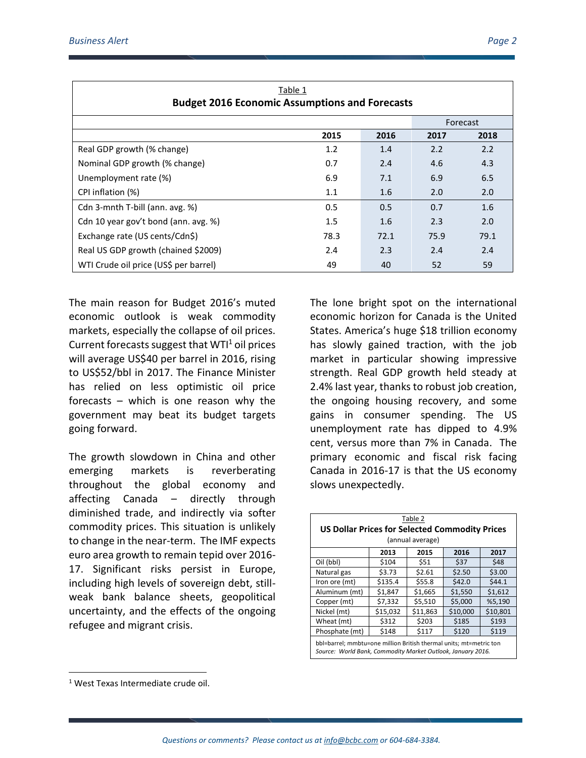Table 1

**Budget 2016 Economic Assumptions and Forecasts**

| | 2015 | 2016 | Forecast 2017 | Forecast 2018 |
|---|---|---|---|---|
| Real GDP growth (% change) | 1.2 | 1.4 | 2.2 | 2.2 |
| Nominal GDP growth (% change) | 0.7 | 2.4 | 4.6 | 4.3 |
| Unemployment rate (%) | 6.9 | 7.1 | 6.9 | 6.5 |
| CPI inflation (%) | 1.1 | 1.6 | 2.0 | 2.0 |
| Cdn 3-mnth T-bill (ann. avg. %) | 0.5 | 0.5 | 0.7 | 1.6 |
| Cdn 10 year gov't bond (ann. avg. %) | 1.5 | 1.6 | 2.3 | 2.0 |
| Exchange rate (US cents/Cdn$) | 78.3 | 72.1 | 75.9 | 79.1 |
| Real US GDP growth (chained $2009) | 2.4 | 2.3 | 2.4 | 2.4 |
| WTI Crude oil price (US$ per barrel) | 49 | 40 | 52 | 59 |

The main reason for Budget 2016's muted economic outlook is weak commodity markets, especially the collapse of oil prices. Current forecasts suggest that WTI[1] oil prices will average US$40 per barrel in 2016, rising to US$52/bbl in 2017. The Finance Minister has relied on less optimistic oil price forecasts – which is one reason why the government may beat its budget targets going forward.

The growth slowdown in China and other emerging markets is reverberating throughout the global economy and affecting Canada – directly through diminished trade, and indirectly via softer commodity prices. This situation is unlikely to change in the near-term. The IMF expects euro area growth to remain tepid over 2016-17. Significant risks persist in Europe, including high levels of sovereign debt, still-weak bank balance sheets, geopolitical uncertainty, and the effects of the ongoing refugee and migrant crisis.

The lone bright spot on the international economic horizon for Canada is the United States. America's huge $18 trillion economy has slowly gained traction, with the job market in particular showing impressive strength. Real GDP growth held steady at 2.4% last year, thanks to robust job creation, the ongoing housing recovery, and some gains in consumer spending. The US unemployment rate has dipped to 4.9% cent, versus more than 7% in Canada. The primary economic and fiscal risk facing Canada in 2016-17 is that the US economy slows unexpectedly.

Table 2

**US Dollar Prices for Selected Commodity Prices**

(annual average)

| | 2013 | 2015 | 2016 | 2017 |
|---|---|---|---|---|
| Oil (bbl) | $104 | $51 | $37 | $48 |
| Natural gas | $3.73 | $2.61 | $2.50 | $3.00 |
| Iron ore (mt) | $135.4 | $55.8 | $42.0 | $44.1 |
| Aluminum (mt) | $1,847 | $1,665 | $1,550 | $1,612 |
| Copper (mt) | $7,332 | $5,510 | $5,000 | %5,190 |
| Nickel (mt) | $15,032 | $11,863 | $10,000 | $10,801 |
| Wheat (mt) | $312 | $203 | $185 | $193 |
| Phosphate (mt) | $148 | $117 | $120 | $119 |

bbl=barrel; mmbtu=one million British thermal units; mt=metric ton
*Source: World Bank, Commodity Market Outlook, January 2016.*

[1] West Texas Intermediate crude oil.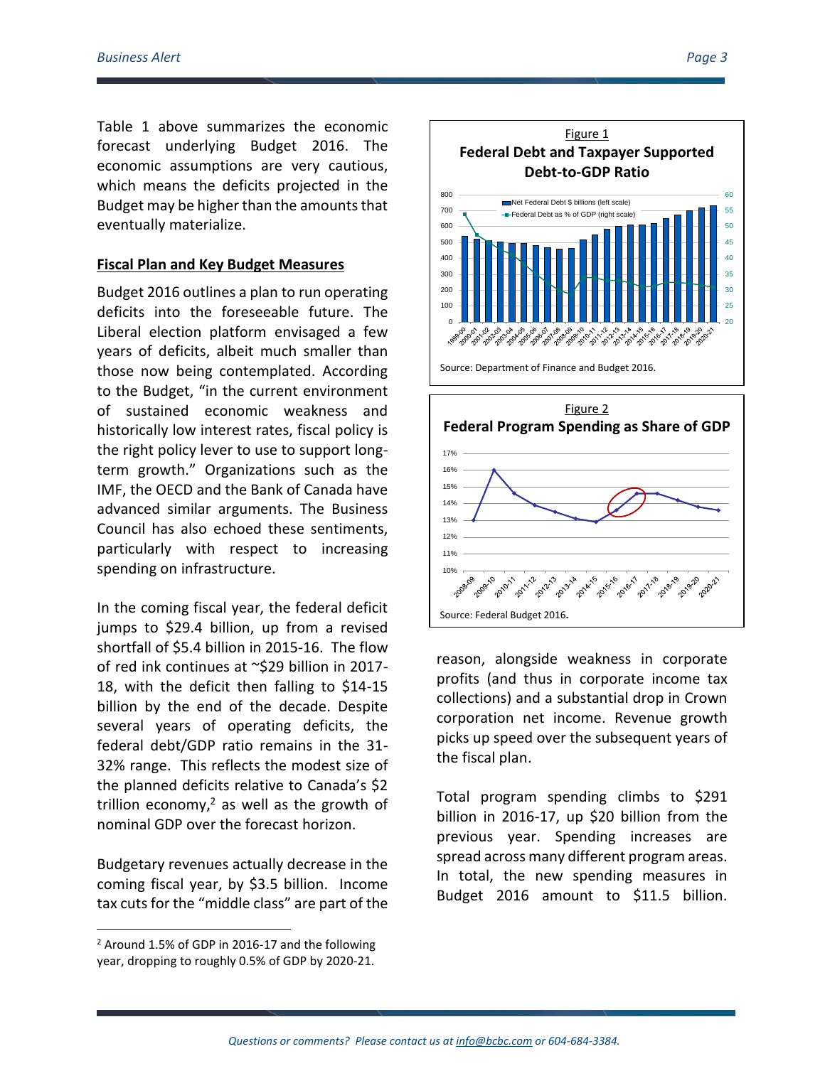Table 1 above summarizes the economic forecast underlying Budget 2016. The economic assumptions are very cautious, which means the deficits projected in the Budget may be higher than the amounts that eventually materialize.

**Fiscal Plan and Key Budget Measures**

Budget 2016 outlines a plan to run operating deficits into the foreseeable future. The Liberal election platform envisaged a few years of deficits, albeit much smaller than those now being contemplated. According to the Budget, "in the current environment of sustained economic weakness and historically low interest rates, fiscal policy is the right policy lever to use to support long-term growth." Organizations such as the IMF, the OECD and the Bank of Canada have advanced similar arguments. The Business Council has also echoed these sentiments, particularly with respect to increasing spending on infrastructure.

In the coming fiscal year, the federal deficit jumps to $29.4 billion, up from a revised shortfall of $5.4 billion in 2015-16. The flow of red ink continues at ~$29 billion in 2017-18, with the deficit then falling to $14-15 billion by the end of the decade. Despite several years of operating deficits, the federal debt/GDP ratio remains in the 31-32% range. This reflects the modest size of the planned deficits relative to Canada's $2 trillion economy,[2] as well as the growth of nominal GDP over the forecast horizon.

Budgetary revenues actually decrease in the coming fiscal year, by $3.5 billion. Income tax cuts for the "middle class" are part of the reason, alongside weakness in corporate profits (and thus in corporate income tax collections) and a substantial drop in Crown corporation net income. Revenue growth picks up speed over the subsequent years of the fiscal plan.

Figure 1
**Federal Debt and Taxpayer Supported Debt-to-GDP Ratio**

Source: Department of Finance and Budget 2016.

Figure 2
**Federal Program Spending as Share of GDP**

Source: Federal Budget 2016.

Total program spending climbs to $291 billion in 2016-17, up $20 billion from the previous year. Spending increases are spread across many different program areas. In total, the new spending measures in Budget 2016 amount to $11.5 billion.

[2] Around 1.5% of GDP in 2016-17 and the following year, dropping to roughly 0.5% of GDP by 2020-21.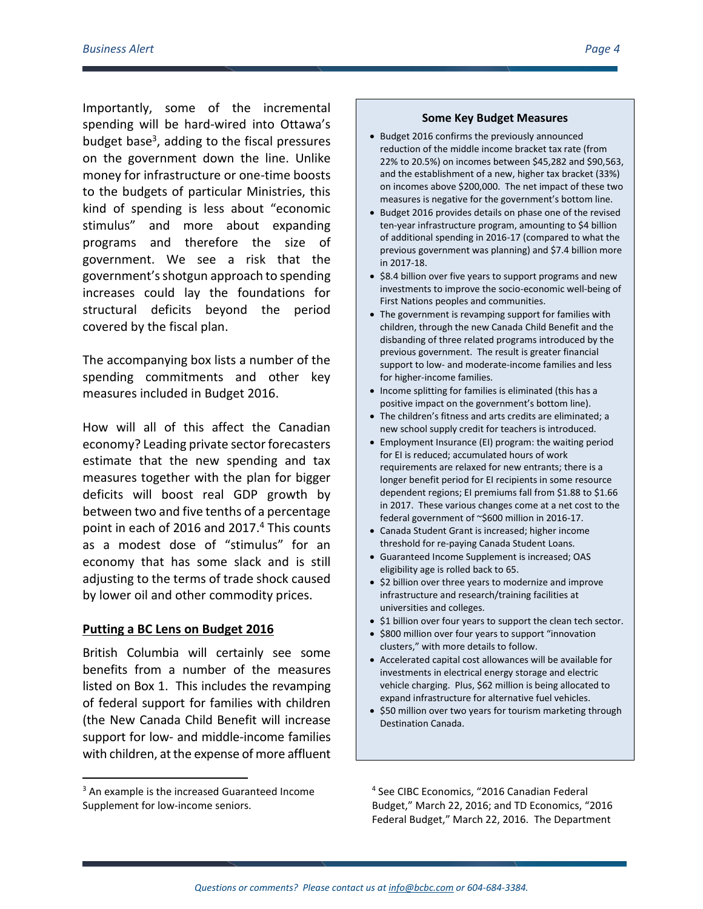Importantly, some of the incremental spending will be hard-wired into Ottawa's budget base[3], adding to the fiscal pressures on the government down the line. Unlike money for infrastructure or one-time boosts to the budgets of particular Ministries, this kind of spending is less about "economic stimulus" and more about expanding programs and therefore the size of government. We see a risk that the government's shotgun approach to spending increases could lay the foundations for structural deficits beyond the period covered by the fiscal plan.

The accompanying box lists a number of the spending commitments and other key measures included in Budget 2016.

How will all of this affect the Canadian economy? Leading private sector forecasters estimate that the new spending and tax measures together with the plan for bigger deficits will boost real GDP growth by between two and five tenths of a percentage point in each of 2016 and 2017.[4] This counts as a modest dose of "stimulus" for an economy that has some slack and is still adjusting to the terms of trade shock caused by lower oil and other commodity prices.

**Some Key Budget Measures**

- Budget 2016 confirms the previously announced reduction of the middle income bracket tax rate (from 22% to 20.5%) on incomes between $45,282 and $90,563, and the establishment of a new, higher tax bracket (33%) on incomes above $200,000. The net impact of these two measures is negative for the government's bottom line.
- Budget 2016 provides details on phase one of the revised ten-year infrastructure program, amounting to $4 billion of additional spending in 2016-17 (compared to what the previous government was planning) and $7.4 billion more in 2017-18.
- $8.4 billion over five years to support programs and new investments to improve the socio-economic well-being of First Nations peoples and communities.
- The government is revamping support for families with children, through the new Canada Child Benefit and the disbanding of three related programs introduced by the previous government. The result is greater financial support to low- and moderate-income families and less for higher-income families.
- Income splitting for families is eliminated (this has a positive impact on the government's bottom line).
- The children's fitness and arts credits are eliminated; a new school supply credit for teachers is introduced.
- Employment Insurance (EI) program: the waiting period for EI is reduced; accumulated hours of work requirements are relaxed for new entrants; there is a longer benefit period for EI recipients in some resource dependent regions; EI premiums fall from $1.88 to $1.66 in 2017. These various changes come at a net cost to the federal government of ~$600 million in 2016-17.
- Canada Student Grant is increased; higher income threshold for re-paying Canada Student Loans.
- Guaranteed Income Supplement is increased; OAS eligibility age is rolled back to 65.
- $2 billion over three years to modernize and improve infrastructure and research/training facilities at universities and colleges.
- $1 billion over four years to support the clean tech sector.
- $800 million over four years to support "innovation clusters," with more details to follow.
- Accelerated capital cost allowances will be available for investments in electrical energy storage and electric vehicle charging. Plus, $62 million is being allocated to expand infrastructure for alternative fuel vehicles.
- $50 million over two years for tourism marketing through Destination Canada.

## Putting a BC Lens on Budget 2016

British Columbia will certainly see some benefits from a number of the measures listed on Box 1. This includes the revamping of federal support for families with children (the New Canada Child Benefit will increase support for low- and middle-income families with children, at the expense of more affluent

[3] An example is the increased Guaranteed Income Supplement for low-income seniors.

[4] See CIBC Economics, "2016 Canadian Federal Budget," March 22, 2016; and TD Economics, "2016 Federal Budget," March 22, 2016. The Department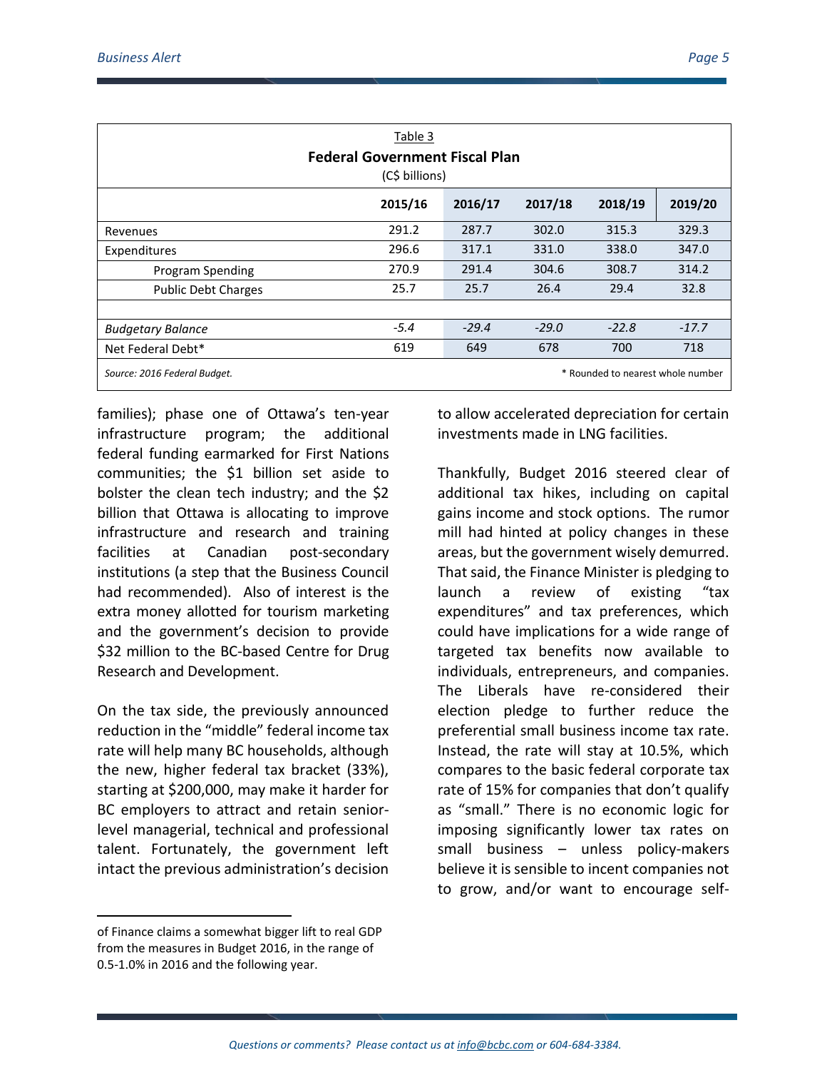Table 3

**Federal Government Fiscal Plan**

(C$ billions)

| | 2015/16 | 2016/17 | 2017/18 | 2018/19 | 2019/20 |
|---|---|---|---|---|---|
| Revenues | 291.2 | 287.7 | 302.0 | 315.3 | 329.3 |
| Expenditures | 296.6 | 317.1 | 331.0 | 338.0 | 347.0 |
| Program Spending | 270.9 | 291.4 | 304.6 | 308.7 | 314.2 |
| Public Debt Charges | 25.7 | 25.7 | 26.4 | 29.4 | 32.8 |
| | | | | | |
| *Budgetary Balance* | *-5.4* | *-29.4* | *-29.0* | *-22.8* | *-17.7* |
| Net Federal Debt* | 619 | 649 | 678 | 700 | 718 |

*Source: 2016 Federal Budget.* * Rounded to nearest whole number

families); phase one of Ottawa's ten-year infrastructure program; the additional federal funding earmarked for First Nations communities; the $1 billion set aside to bolster the clean tech industry; and the $2 billion that Ottawa is allocating to improve infrastructure and research and training facilities at Canadian post-secondary institutions (a step that the Business Council had recommended). Also of interest is the extra money allotted for tourism marketing and the government's decision to provide $32 million to the BC-based Centre for Drug Research and Development.

On the tax side, the previously announced reduction in the "middle" federal income tax rate will help many BC households, although the new, higher federal tax bracket (33%), starting at $200,000, may make it harder for BC employers to attract and retain senior-level managerial, technical and professional talent. Fortunately, the government left intact the previous administration's decision to allow accelerated depreciation for certain investments made in LNG facilities.

Thankfully, Budget 2016 steered clear of additional tax hikes, including on capital gains income and stock options. The rumor mill had hinted at policy changes in these areas, but the government wisely demurred. That said, the Finance Minister is pledging to launch a review of existing "tax expenditures" and tax preferences, which could have implications for a wide range of targeted tax benefits now available to individuals, entrepreneurs, and companies. The Liberals have re-considered their election pledge to further reduce the preferential small business income tax rate. Instead, the rate will stay at 10.5%, which compares to the basic federal corporate tax rate of 15% for companies that don't qualify as "small." There is no economic logic for imposing significantly lower tax rates on small business – unless policy-makers believe it is sensible to incent companies not to grow, and/or want to encourage self-

---

of Finance claims a somewhat bigger lift to real GDP from the measures in Budget 2016, in the range of 0.5-1.0% in 2016 and the following year.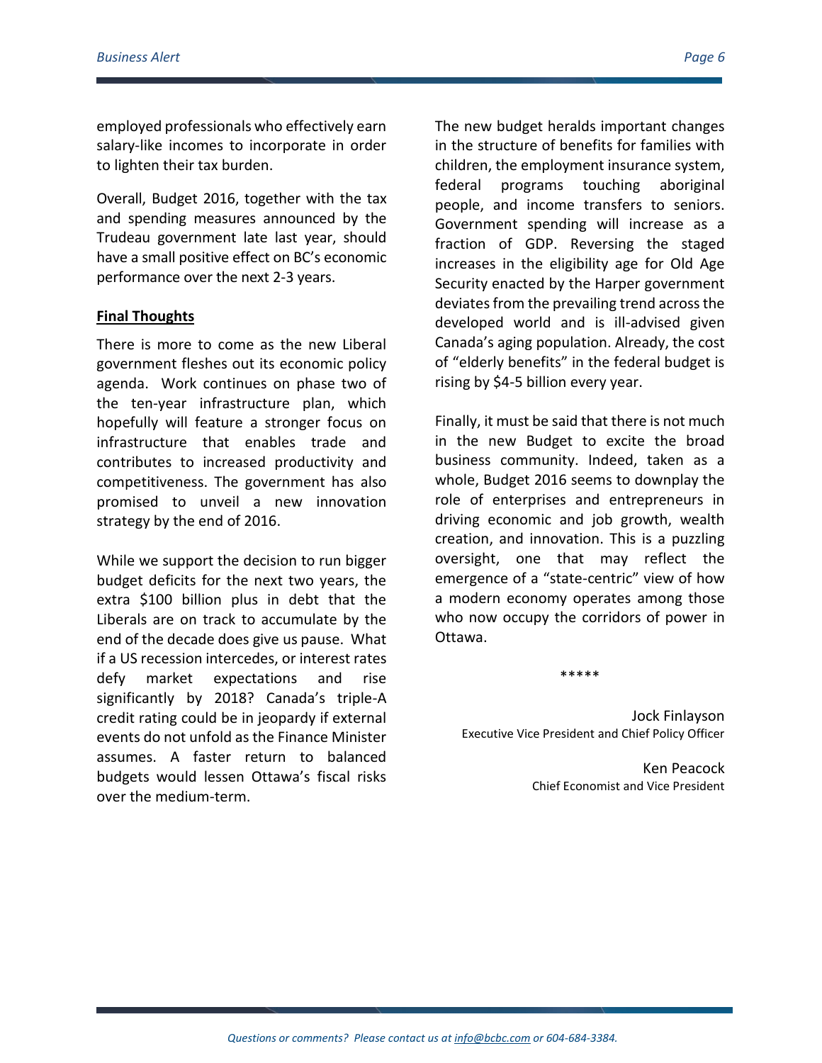employed professionals who effectively earn salary-like incomes to incorporate in order to lighten their tax burden.

Overall, Budget 2016, together with the tax and spending measures announced by the Trudeau government late last year, should have a small positive effect on BC's economic performance over the next 2-3 years.

**Final Thoughts**

There is more to come as the new Liberal government fleshes out its economic policy agenda. Work continues on phase two of the ten-year infrastructure plan, which hopefully will feature a stronger focus on infrastructure that enables trade and contributes to increased productivity and competitiveness. The government has also promised to unveil a new innovation strategy by the end of 2016.

While we support the decision to run bigger budget deficits for the next two years, the extra $100 billion plus in debt that the Liberals are on track to accumulate by the end of the decade does give us pause. What if a US recession intercedes, or interest rates defy market expectations and rise significantly by 2018? Canada's triple-A credit rating could be in jeopardy if external events do not unfold as the Finance Minister assumes. A faster return to balanced budgets would lessen Ottawa's fiscal risks over the medium-term.

The new budget heralds important changes in the structure of benefits for families with children, the employment insurance system, federal programs touching aboriginal people, and income transfers to seniors. Government spending will increase as a fraction of GDP. Reversing the staged increases in the eligibility age for Old Age Security enacted by the Harper government deviates from the prevailing trend across the developed world and is ill-advised given Canada's aging population. Already, the cost of "elderly benefits" in the federal budget is rising by $4-5 billion every year.

Finally, it must be said that there is not much in the new Budget to excite the broad business community. Indeed, taken as a whole, Budget 2016 seems to downplay the role of enterprises and entrepreneurs in driving economic and job growth, wealth creation, and innovation. This is a puzzling oversight, one that may reflect the emergence of a "state-centric" view of how a modern economy operates among those who now occupy the corridors of power in Ottawa.

*****

Jock Finlayson
Executive Vice President and Chief Policy Officer

Ken Peacock
Chief Economist and Vice President

*Questions or comments? Please contact us at info@bcbc.com or 604-684-3384.*